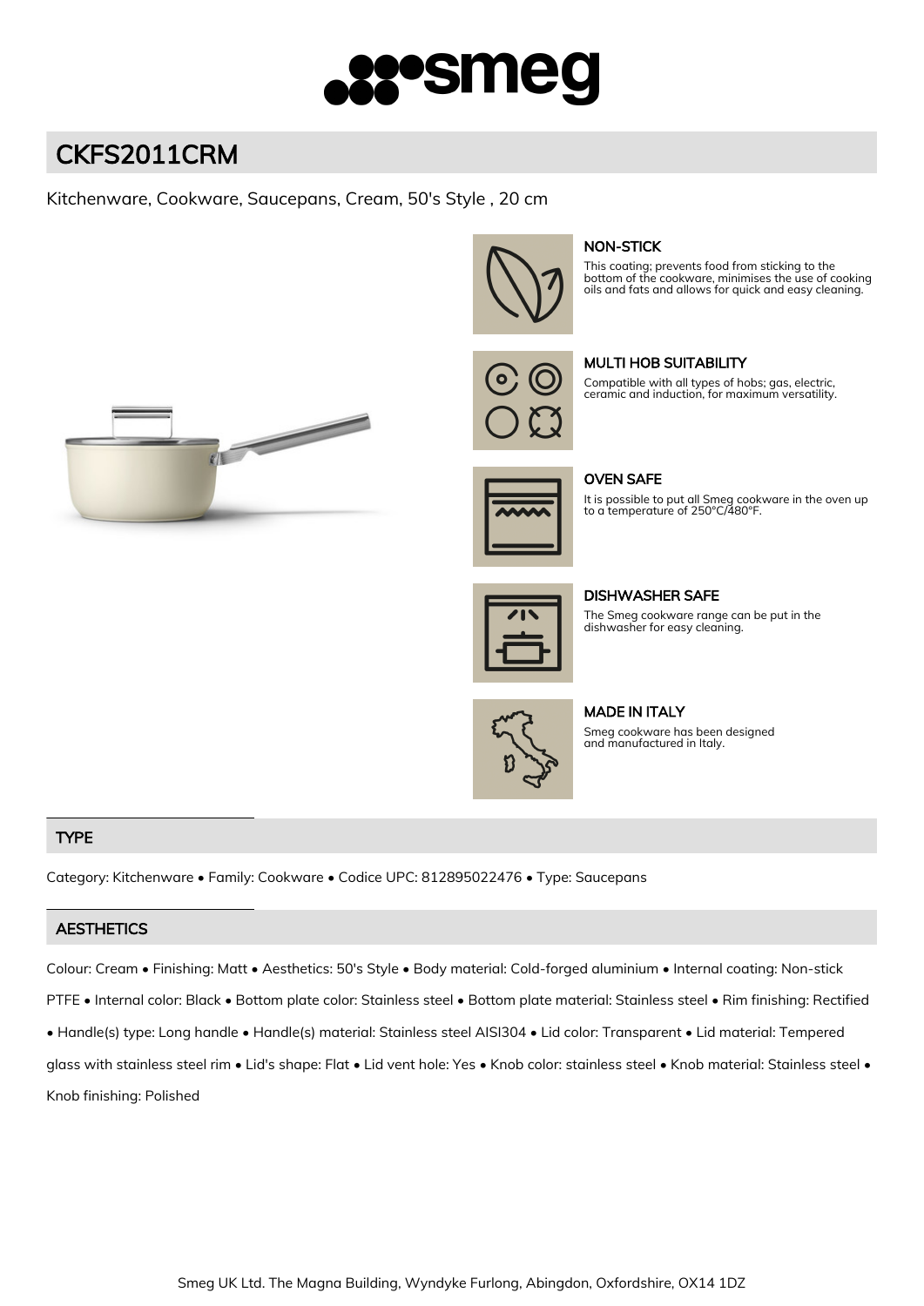# CKFS2011CRM

Kitchenware, Cookware, Saucepans, Cream, 50's Style , 20 cm

### NON-STICK

This coating; prevents food from sticking to the bottom of the cookware, minimises the use of cooking oils and fats and allows for quick and easy cleaning.

### MULTI HOB SUITABILITY

Compatible with all types of hobs; gas, electric, ceramic and induction, for maximum versatility.

### OVEN SAFE

It is possible to put all Smeg cookware in the oven up to a temperature of 250°C/480°F.

### DISHWASHER SAFE

The Smeg cookware range can be put in the dishwasher for easy cleaning.

### MADE IN ITALY

Smeg cookware has been designed and manufactured in Italy.

## TYPE

Category: Kitchenware • Family: Cookware • Codice UPC: 812895022476 • Type: Saucepans

## AESTHETICS

Colour: Cream • Finishing: Matt • Aesthetics: 50's Style • Body material: Cold-forged aluminium • Internal coating: Non-stick PTFE • Internal color: Black • Bottom plate color: Stainless steel • Bottom plate material: Stainless steel • Rim finishing: Rectified • Handle(s) type: Long handle • Handle(s) material: Stainless steel AISI304 • Lid color: Transparent • Lid material: Tempered glass with stainless steel rim • Lid's shape: Flat • Lid vent hole: Yes • Knob color: stainless steel • Knob material: Stainless steel • Knob finishing: Polished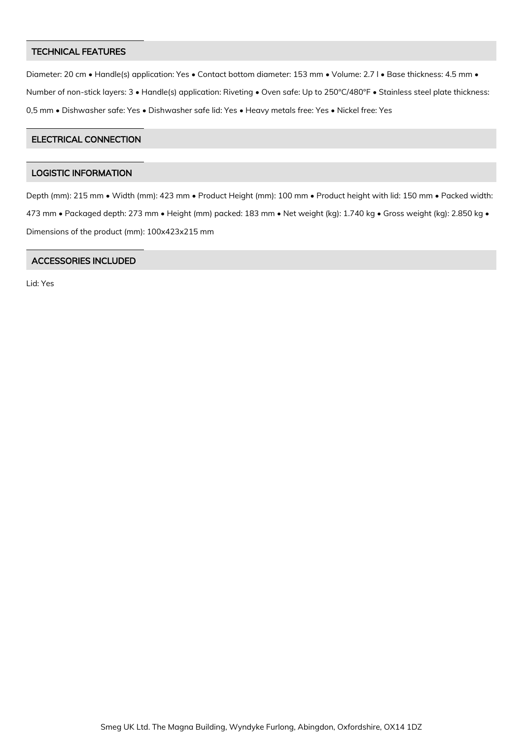## TECHNICAL FEATURES

Diameter: 20 cm • Handle(s) application: Yes • Contact bottom diameter: 153 mm • Volume: 2.7 l • Base thickness: 4.5 mm • Number of non-stick layers: 3 • Handle(s) application: Riveting • Oven safe: Up to 250°C/480°F • Stainless steel plate thickness: 0,5 mm • Dishwasher safe: Yes • Dishwasher safe lid: Yes • Heavy metals free: Yes • Nickel free: Yes

## ELECTRICAL CONNECTION

## LOGISTIC INFORMATION

Depth (mm): 215 mm • Width (mm): 423 mm • Product Height (mm): 100 mm • Product height with lid: 150 mm • Packed width: 473 mm • Packaged depth: 273 mm • Height (mm) packed: 183 mm • Net weight (kg): 1.740 kg • Gross weight (kg): 2.850 kg • Dimensions of the product (mm): 100x423x215 mm

## ACCESSORIES INCLUDED

Lid: Yes

Smeg UK Ltd. The Magna Building, Wyndyke Furlong, Abingdon, Oxfordshire, OX14 1DZ